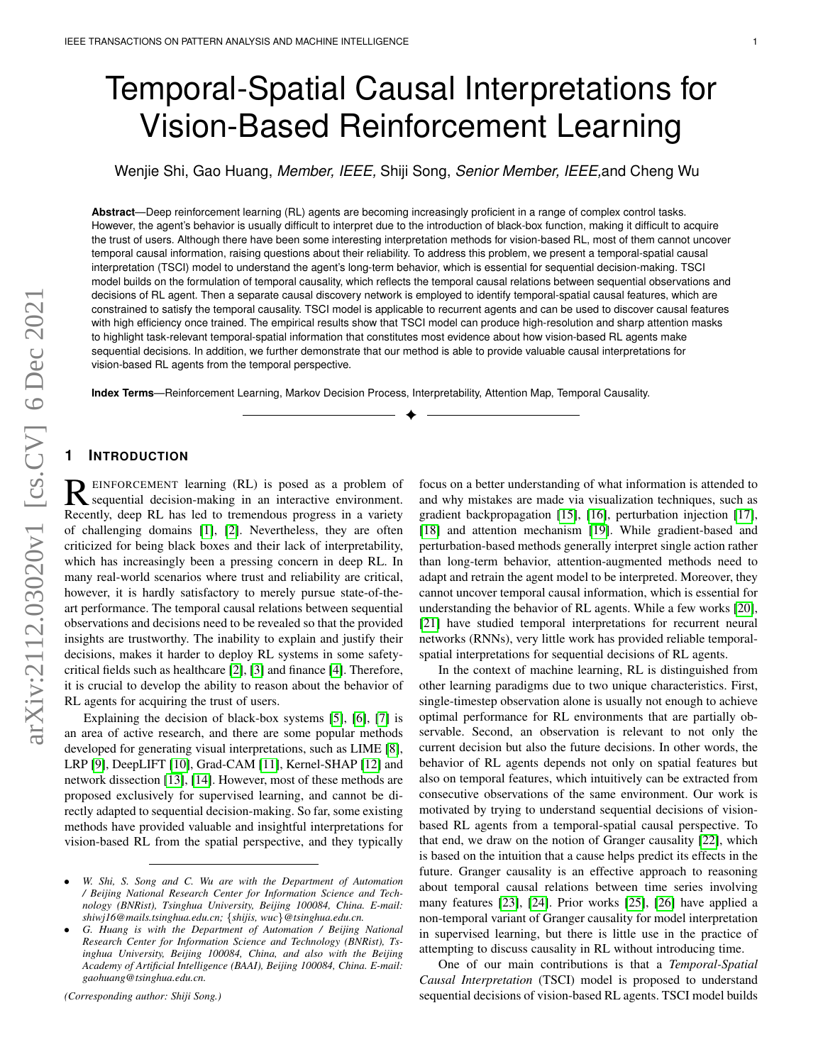# Temporal-Spatial Causal Interpretations for Vision-Based Reinforcement Learning

Wenjie Shi, Gao Huang, *Member, IEEE,* Shiji Song, *Senior Member, IEEE,* and Cheng Wu

**Abstract**—Deep reinforcement learning (RL) agents are becoming increasingly proficient in a range of complex control tasks. However, the agent's behavior is usually difficult to interpret due to the introduction of black-box function, making it difficult to acquire the trust of users. Although there have been some interesting interpretation methods for vision-based RL, most of them cannot uncover temporal causal information, raising questions about their reliability. To address this problem, we present a temporal-spatial causal interpretation (TSCI) model to understand the agent's long-term behavior, which is essential for sequential decision-making. TSCI model builds on the formulation of temporal causality, which reflects the temporal causal relations between sequential observations and decisions of RL agent. Then a separate causal discovery network is employed to identify temporal-spatial causal features, which are constrained to satisfy the temporal causality. TSCI model is applicable to recurrent agents and can be used to discover causal features with high efficiency once trained. The empirical results show that TSCI model can produce high-resolution and sharp attention masks to highlight task-relevant temporal-spatial information that constitutes most evidence about how vision-based RL agents make sequential decisions. In addition, we further demonstrate that our method is able to provide valuable causal interpretations for vision-based RL agents from the temporal perspective.

**Index Terms**—Reinforcement Learning, Markov Decision Process, Interpretability, Attention Map, Temporal Causality.

## 1 Introduction

Reinforcement learning (RL) is posed as a problem of sequential decision-making in an interactive environment. Recently, deep RL has led to tremendous progress in a variety of challenging domains [1], [2]. Nevertheless, they are often criticized for being black boxes and their lack of interpretability, which has increasingly been a pressing concern in deep RL. In many real-world scenarios where trust and reliability are critical, however, it is hardly satisfactory to merely pursue state-of-the-art performance. The temporal causal relations between sequential observations and decisions need to be revealed so that the provided insights are trustworthy. The inability to explain and justify their decisions, makes it harder to deploy RL systems in some safety-critical fields such as healthcare [2], [3] and finance [4]. Therefore, it is crucial to develop the ability to reason about the behavior of RL agents for acquiring the trust of users.

Explaining the decision of black-box systems [5], [6], [7] is an area of active research, and there are some popular methods developed for generating visual interpretations, such as LIME [8], LRP [9], DeepLIFT [10], Grad-CAM [11], Kernel-SHAP [12] and network dissection [13], [14]. However, most of these methods are proposed exclusively for supervised learning, and cannot be directly adapted to sequential decision-making. So far, some existing methods have provided valuable and insightful interpretations for vision-based RL from the spatial perspective, and they typically focus on a better understanding of what information is attended to and why mistakes are made via visualization techniques, such as gradient backpropagation [15], [16], perturbation injection [17], [18] and attention mechanism [19]. While gradient-based and perturbation-based methods generally interpret single action rather than long-term behavior, attention-augmented methods need to adapt and retrain the agent model to be interpreted. Moreover, they cannot uncover temporal causal information, which is essential for understanding the behavior of RL agents. While a few works [20], [21] have studied temporal interpretations for recurrent neural networks (RNNs), very little work has provided reliable temporal-spatial interpretations for sequential decisions of RL agents.

In the context of machine learning, RL is distinguished from other learning paradigms due to two unique characteristics. First, single-timestep observation alone is usually not enough to achieve optimal performance for RL environments that are partially observable. Second, an observation is relevant to not only the current decision but also the future decisions. In other words, the behavior of RL agents depends not only on spatial features but also on temporal features, which intuitively can be extracted from consecutive observations of the same environment. Our work is motivated by trying to understand sequential decisions of vision-based RL agents from a temporal-spatial causal perspective. To that end, we draw on the notion of Granger causality [22], which is based on the intuition that a cause helps predict its effects in the future. Granger causality is an effective approach to reasoning about temporal causal relations between time series involving many features [23], [24]. Prior works [25], [26] have applied a non-temporal variant of Granger causality for model interpretation in supervised learning, but there is little use in the practice of attempting to discuss causality in RL without introducing time.

One of our main contributions is that a *Temporal-Spatial Causal Interpretation* (TSCI) model is proposed to understand sequential decisions of vision-based RL agents. TSCI model builds

- *W. Shi, S. Song and C. Wu are with the Department of Automation / Beijing National Research Center for Information Science and Technology (BNRist), Tsinghua University, Beijing 100084, China. E-mail: shiwj16@mails.tsinghua.edu.cn; {shijis, wuc}@tsinghua.edu.cn.*
- *G. Huang is with the Department of Automation / Beijing National Research Center for Information Science and Technology (BNRist), Tsinghua University, Beijing 100084, China, and also with the Beijing Academy of Artificial Intelligence (BAAI), Beijing 100084, China. E-mail: gaohuang@tsinghua.edu.cn.*

*(Corresponding author: Shiji Song.)*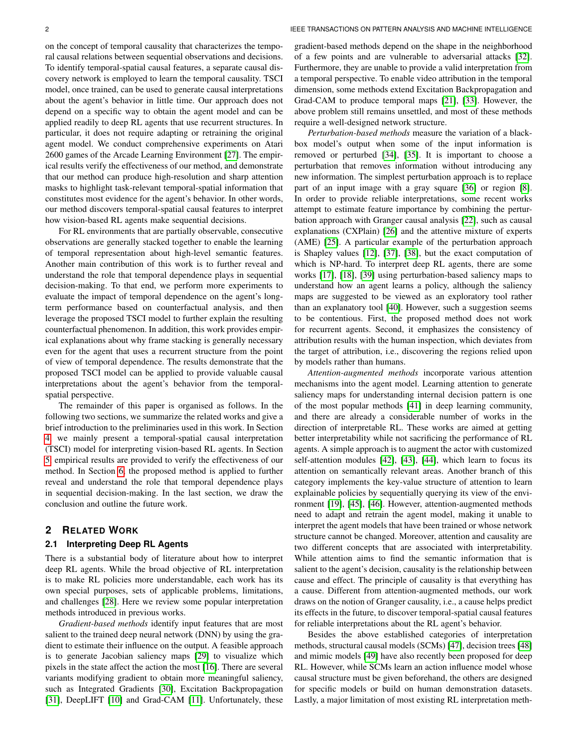on the concept of temporal causality that characterizes the temporal causal relations between sequential observations and decisions. To identify temporal-spatial causal features, a separate causal discovery network is employed to learn the temporal causality. TSCI model, once trained, can be used to generate causal interpretations about the agent's behavior in little time. Our approach does not depend on a specific way to obtain the agent model and can be applied readily to deep RL agents that use recurrent structures. In particular, it does not require adapting or retraining the original agent model. We conduct comprehensive experiments on Atari 2600 games of the Arcade Learning Environment [27]. The empirical results verify the effectiveness of our method, and demonstrate that our method can produce high-resolution and sharp attention masks to highlight task-relevant temporal-spatial information that constitutes most evidence for the agent's behavior. In other words, our method discovers temporal-spatial causal features to interpret how vision-based RL agents make sequential decisions.

For RL environments that are partially observable, consecutive observations are generally stacked together to enable the learning of temporal representation about high-level semantic features. Another main contribution of this work is to further reveal and understand the role that temporal dependence plays in sequential decision-making. To that end, we perform more experiments to evaluate the impact of temporal dependence on the agent's long-term performance based on counterfactual analysis, and then leverage the proposed TSCI model to further explain the resulting counterfactual phenomenon. In addition, this work provides empirical explanations about why frame stacking is generally necessary even for the agent that uses a recurrent structure from the point of view of temporal dependence. The results demonstrate that the proposed TSCI model can be applied to provide valuable causal interpretations about the agent's behavior from the temporal-spatial perspective.

The remainder of this paper is organised as follows. In the following two sections, we summarize the related works and give a brief introduction to the preliminaries used in this work. In Section 4 we mainly present a temporal-spatial causal interpretation (TSCI) model for interpreting vision-based RL agents. In Section 5 empirical results are provided to verify the effectiveness of our method. In Section 6 the proposed method is applied to further reveal and understand the role that temporal dependence plays in sequential decision-making. In the last section, we draw the conclusion and outline the future work.

## 2 Related Work

### 2.1 Interpreting Deep RL Agents

There is a substantial body of literature about how to interpret deep RL agents. While the broad objective of RL interpretation is to make RL policies more understandable, each work has its own special purposes, sets of applicable problems, limitations, and challenges [28]. Here we review some popular interpretation methods introduced in previous works.

*Gradient-based methods* identify input features that are most salient to the trained deep neural network (DNN) by using the gradient to estimate their influence on the output. A feasible approach is to generate Jacobian saliency maps [29] to visualize which pixels in the state affect the action the most [16]. There are several variants modifying gradient to obtain more meaningful saliency, such as Integrated Gradients [30], Excitation Backpropagation [31], DeepLIFT [10] and Grad-CAM [11]. Unfortunately, these gradient-based methods depend on the shape in the neighborhood of a few points and are vulnerable to adversarial attacks [32]. Furthermore, they are unable to provide a valid interpretation from a temporal perspective. To enable video attribution in the temporal dimension, some methods extend Excitation Backpropagation and Grad-CAM to produce temporal maps [21], [33]. However, the above problem still remains unsettled, and most of these methods require a well-designed network structure.

*Perturbation-based methods* measure the variation of a black-box model's output when some of the input information is removed or perturbed [34], [35]. It is important to choose a perturbation that removes information without introducing any new information. The simplest perturbation approach is to replace part of an input image with a gray square [36] or region [8]. In order to provide reliable interpretations, some recent works attempt to estimate feature importance by combining the perturbation approach with Granger causal analysis [22], such as causal explanations (CXPlain) [26] and the attentive mixture of experts (AME) [25]. A particular example of the perturbation approach is Shapley values [12], [37], [38], but the exact computation of which is NP-hard. To interpret deep RL agents, there are some works [17], [18], [39] using perturbation-based saliency maps to understand how an agent learns a policy, although the saliency maps are suggested to be viewed as an exploratory tool rather than an explanatory tool [40]. However, such a suggestion seems to be contentious. First, the proposed method does not work for recurrent agents. Second, it emphasizes the consistency of attribution results with the human inspection, which deviates from the target of attribution, i.e., discovering the regions relied upon by models rather than humans.

*Attention-augmented methods* incorporate various attention mechanisms into the agent model. Learning attention to generate saliency maps for understanding internal decision pattern is one of the most popular methods [41] in deep learning community, and there are already a considerable number of works in the direction of interpretable RL. These works are aimed at getting better interpretability while not sacrificing the performance of RL agents. A simple approach is to augment the actor with customized self-attention modules [42], [43], [44], which learn to focus its attention on semantically relevant areas. Another branch of this category implements the key-value structure of attention to learn explainable policies by sequentially querying its view of the environment [19], [45], [46]. However, attention-augmented methods need to adapt and retrain the agent model, making it unable to interpret the agent models that have been trained or whose network structure cannot be changed. Moreover, attention and causality are two different concepts that are associated with interpretability. While attention aims to find the semantic information that is salient to the agent's decision, causality is the relationship between cause and effect. The principle of causality is that everything has a cause. Different from attention-augmented methods, our work draws on the notion of Granger causality, i.e., a cause helps predict its effects in the future, to discover temporal-spatial causal features for reliable interpretations about the RL agent's behavior.

Besides the above established categories of interpretation methods, structural causal models (SCMs) [47], decision trees [48] and mimic models [49] have also recently been proposed for deep RL. However, while SCMs learn an action influence model whose causal structure must be given beforehand, the others are designed for specific models or build on human demonstration datasets. Lastly, a major limitation of most existing RL interpretation meth-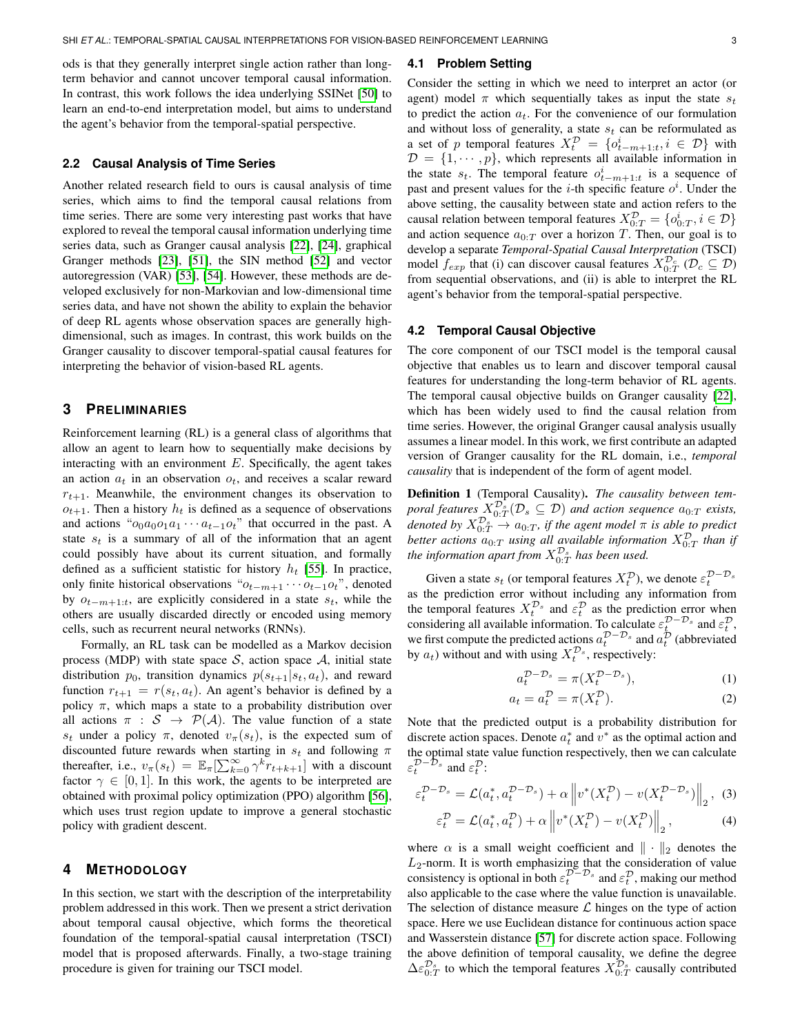ods is that they generally interpret single action rather than long-term behavior and cannot uncover temporal causal information. In contrast, this work follows the idea underlying SSINet [50] to learn an end-to-end interpretation model, but aims to understand the agent's behavior from the temporal-spatial perspective.

### 2.2 Causal Analysis of Time Series

Another related research field to ours is causal analysis of time series, which aims to find the temporal causal relations from time series. There are some very interesting past works that have explored to reveal the temporal causal information underlying time series data, such as Granger causal analysis [22], [24], graphical Granger methods [23], [51], the SIN method [52] and vector autoregression (VAR) [53], [54]. However, these methods are developed exclusively for non-Markovian and low-dimensional time series data, and have not shown the ability to explain the behavior of deep RL agents whose observation spaces are generally high-dimensional, such as images. In contrast, this work builds on the Granger causality to discover temporal-spatial causal features for interpreting the behavior of vision-based RL agents.

## 3 Preliminaries

Reinforcement learning (RL) is a general class of algorithms that allow an agent to learn how to sequentially make decisions by interacting with an environment $E$. Specifically, the agent takes an action $a_t$ in an observation $o_t$, and receives a scalar reward $r_{t+1}$. Meanwhile, the environment changes its observation to $o_{t+1}$. Then a history $h_t$ is defined as a sequence of observations and actions "$o_0 a_0 o_1 a_1 \cdots a_{t-1} o_t$" that occurred in the past. A state $s_t$ is a summary of all of the information that an agent could possibly have about its current situation, and formally defined as a sufficient statistic for history $h_t$ [55]. In practice, only finite historical observations "$o_{t-m+1} \cdots o_{t-1} o_t$", denoted by $o_{t-m+1:t}$, are explicitly considered in a state $s_t$, while the others are usually discarded directly or encoded using memory cells, such as recurrent neural networks (RNNs).

Formally, an RL task can be modelled as a Markov decision process (MDP) with state space $\mathcal{S}$, action space $\mathcal{A}$, initial state distribution $p_0$, transition dynamics $p(s_{t+1}|s_t, a_t)$, and reward function $r_{t+1} = r(s_t, a_t)$. An agent's behavior is defined by a policy $\pi$, which maps a state to a probability distribution over all actions $\pi : \mathcal{S} \rightarrow \mathcal{P}(\mathcal{A})$. The value function of a state $s_t$ under a policy $\pi$, denoted $v_\pi(s_t)$, is the expected sum of discounted future rewards when starting in $s_t$ and following $\pi$ thereafter, i.e., $v_\pi(s_t) = \mathbb{E}_\pi[\sum_{k=0}^{\infty} \gamma^k r_{t+k+1}]$ with a discount factor $\gamma \in [0, 1]$. In this work, the agents to be interpreted are obtained with proximal policy optimization (PPO) algorithm [56], which uses trust region update to improve a general stochastic policy with gradient descent.

## 4 Methodology

In this section, we start with the description of the interpretability problem addressed in this work. Then we present a strict derivation about temporal causal objective, which forms the theoretical foundation of the temporal-spatial causal interpretation (TSCI) model that is proposed afterwards. Finally, a two-stage training procedure is given for training our TSCI model.

### 4.1 Problem Setting

Consider the setting in which we need to interpret an actor (or agent) model $\pi$ which sequentially takes as input the state $s_t$ to predict the action $a_t$. For the convenience of our formulation and without loss of generality, a state $s_t$ can be reformulated as a set of $p$ temporal features $X_t^{\mathcal{D}} = \{o^i_{t-m+1:t}, i \in \mathcal{D}\}$ with $\mathcal{D} = \{1, \cdots, p\}$, which represents all available information in the state $s_t$. The temporal feature $o^i_{t-m+1:t}$ is a sequence of past and present values for the $i$-th specific feature $o^i$. Under the above setting, the causality between state and action refers to the causal relation between temporal features $X_{0:T}^{\mathcal{D}} = \{o^i_{0:T}, i \in \mathcal{D}\}$ and action sequence $a_{0:T}$ over a horizon $T$. Then, our goal is to develop a separate *Temporal-Spatial Causal Interpretation* (TSCI) model $f_{exp}$ that (i) can discover causal features $X_{0:T}^{\mathcal{D}_c}$ ($\mathcal{D}_c \subseteq \mathcal{D}$) from sequential observations, and (ii) is able to interpret the RL agent's behavior from the temporal-spatial perspective.

### 4.2 Temporal Causal Objective

The core component of our TSCI model is the temporal causal objective that enables us to learn and discover temporal causal features for understanding the long-term behavior of RL agents. The temporal causal objective builds on Granger causality [22], which has been widely used to find the causal relation from time series. However, the original Granger causal analysis usually assumes a linear model. In this work, we first contribute an adapted version of Granger causality for the RL domain, i.e., *temporal causality* that is independent of the form of agent model.

**Definition 1** (Temporal Causality). *The causality between temporal features $X_{0:T}^{\mathcal{D}_s}$ ($\mathcal{D}_s \subseteq \mathcal{D}$) and action sequence $a_{0:T}$ exists, denoted by $X_{0:T}^{\mathcal{D}_s} \rightarrow a_{0:T}$, if the agent model $\pi$ is able to predict better actions $a_{0:T}$ using all available information $X_{0:T}^{\mathcal{D}}$ than if the information apart from $X_{0:T}^{\mathcal{D}_s}$ has been used.*

Given a state $s_t$ (or temporal features $X_t^{\mathcal{D}}$), we denote $\varepsilon_t^{\mathcal{D}-\mathcal{D}_s}$ as the prediction error without including any information from the temporal features $X_t^{\mathcal{D}_s}$ and $\varepsilon_t^{\mathcal{D}}$ as the prediction error when considering all available information. To calculate $\varepsilon_t^{\mathcal{D}-\mathcal{D}_s}$ and $\varepsilon_t^{\mathcal{D}}$, we first compute the predicted actions $a_t^{\mathcal{D}-\mathcal{D}_s}$ and $a_t^{\mathcal{D}}$ (abbreviated by $a_t$) without and with using $X_t^{\mathcal{D}_s}$, respectively:

$$a_t^{\mathcal{D}-\mathcal{D}_s} = \pi(X_t^{\mathcal{D}-\mathcal{D}_s}), \tag{1}$$

$$a_t = a_t^{\mathcal{D}} = \pi(X_t^{\mathcal{D}}). \tag{2}$$

Note that the predicted output is a probability distribution for discrete action spaces. Denote $a_t^*$ and $v^*$ as the optimal action and the optimal state value function respectively, then we can calculate $\varepsilon_t^{\mathcal{D}-\mathcal{D}_s}$ and $\varepsilon_t^{\mathcal{D}}$:

$$\varepsilon_t^{\mathcal{D}-\mathcal{D}_s} = \mathcal{L}(a_t^*, a_t^{\mathcal{D}-\mathcal{D}_s}) + \alpha \left\| v^*(X_t^{\mathcal{D}}) - v(X_t^{\mathcal{D}-\mathcal{D}_s}) \right\|_2, \tag{3}$$

$$\varepsilon_t^{\mathcal{D}} = \mathcal{L}(a_t^*, a_t^{\mathcal{D}}) + \alpha \left\| v^*(X_t^{\mathcal{D}}) - v(X_t^{\mathcal{D}}) \right\|_2, \tag{4}$$

where $\alpha$ is a small weight coefficient and $\| \cdot \|_2$ denotes the $L_2$-norm. It is worth emphasizing that the consideration of value consistency is optional in both $\varepsilon_t^{\mathcal{D}-\mathcal{D}_s}$ and $\varepsilon_t^{\mathcal{D}}$, making our method also applicable to the case where the value function is unavailable. The selection of distance measure $\mathcal{L}$ hinges on the type of action space. Here we use Euclidean distance for continuous action space and Wasserstein distance [57] for discrete action space. Following the above definition of temporal causality, we define the degree $\Delta\varepsilon_{0:T}^{\mathcal{D}_s}$ to which the temporal features $X_{0:T}^{\mathcal{D}_s}$ causally contributed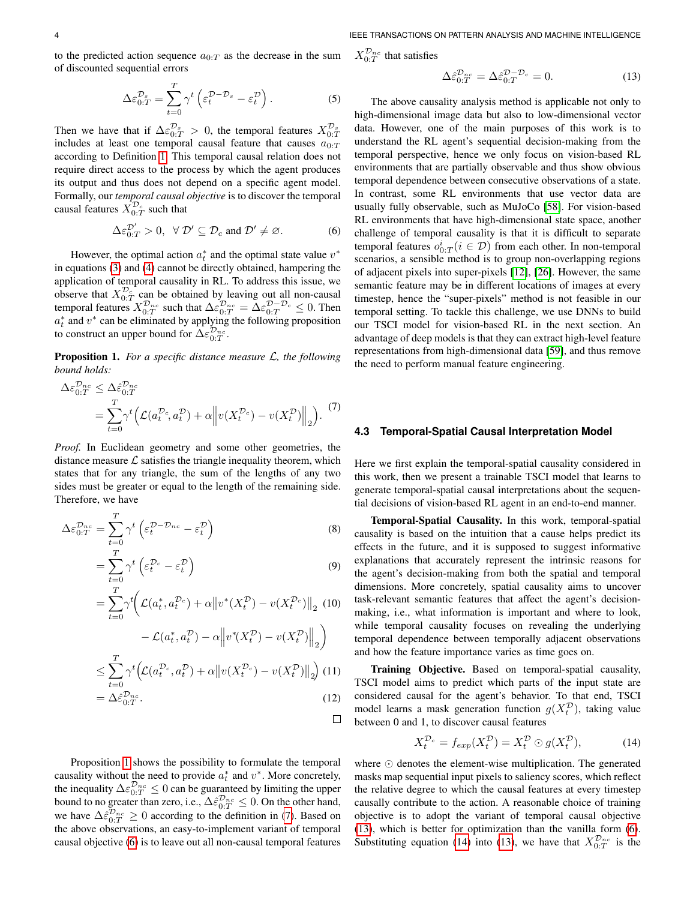to the predicted action sequence $a_{0:T}$ as the decrease in the sum of discounted sequential errors

$$\Delta\varepsilon_{0:T}^{\mathcal{D}_s} = \sum_{t=0}^{T} \gamma^t \left(\varepsilon_t^{\mathcal{D}-\mathcal{D}_s} - \varepsilon_t^{\mathcal{D}}\right). \tag{5}$$

Then we have that if $\Delta\varepsilon_{0:T}^{\mathcal{D}_s} > 0$, the temporal features $X_{0:T}^{\mathcal{D}_s}$ includes at least one temporal causal feature that causes $a_{0:T}$ according to Definition 1. This temporal causal relation does not require direct access to the process by which the agent produces its output and thus does not depend on a specific agent model. Formally, our *temporal causal objective* is to discover the temporal causal features $X_{0:T}^{\mathcal{D}_c}$ such that

$$\Delta\varepsilon_{0:T}^{\mathcal{D}'} > 0, \ \ \forall\, \mathcal{D}' \subseteq \mathcal{D}_c \text{ and } \mathcal{D}' \neq \varnothing. \tag{6}$$

However, the optimal action $a_t^*$ and the optimal state value $v^*$ in equations (3) and (4) cannot be directly obtained, hampering the application of temporal causality in RL. To address this issue, we observe that $X_{0:T}^{\mathcal{D}_c}$ can be obtained by leaving out all non-causal temporal features $X_{0:T}^{\mathcal{D}_{nc}}$ such that $\Delta\varepsilon_{0:T}^{\mathcal{D}_{nc}} = \Delta\varepsilon_{0:T}^{\mathcal{D}-\mathcal{D}_c} \leq 0$. Then $a_t^*$ and $v^*$ can be eliminated by applying the following proposition to construct an upper bound for $\Delta\varepsilon_{0:T}^{\mathcal{D}_{nc}}$.

**Proposition 1.** *For a specific distance measure $\mathcal{L}$, the following bound holds:*

$$\begin{aligned}\Delta\varepsilon_{0:T}^{\mathcal{D}_{nc}} &\leq \Delta\hat{\varepsilon}_{0:T}^{\mathcal{D}_{nc}} \\ &= \sum_{t=0}^{T}\gamma^t\Big(\mathcal{L}(a_t^{\mathcal{D}_c}, a_t^{\mathcal{D}}) + \alpha\Big\|v(X_t^{\mathcal{D}_c}) - v(X_t^{\mathcal{D}})\Big\|_2\Big).\end{aligned} \tag{7}$$

*Proof.* In Euclidean geometry and some other geometries, the distance measure $\mathcal{L}$ satisfies the triangle inequality theorem, which states that for any triangle, the sum of the lengths of any two sides must be greater or equal to the length of the remaining side. Therefore, we have

$$\Delta\varepsilon_{0:T}^{\mathcal{D}_{nc}} = \sum_{t=0}^{T} \gamma^t \left(\varepsilon_t^{\mathcal{D}-\mathcal{D}_{nc}} - \varepsilon_t^{\mathcal{D}}\right) \tag{8}$$

$$= \sum_{t=0}^{T} \gamma^t \left(\varepsilon_t^{\mathcal{D}_c} - \varepsilon_t^{\mathcal{D}}\right) \tag{9}$$

$$\begin{aligned}= \sum_{t=0}^{T}\gamma^t\Big(&\mathcal{L}(a_t^*, a_t^{\mathcal{D}_c}) + \alpha\big\|v^*(X_t^{\mathcal{D}}) - v(X_t^{\mathcal{D}_c})\big\|_2 \\ &- \mathcal{L}(a_t^*, a_t^{\mathcal{D}}) - \alpha\Big\|v^*(X_t^{\mathcal{D}}) - v(X_t^{\mathcal{D}})\Big\|_2\Big)\end{aligned} \tag{10}$$

$$\leq \sum_{t=0}^{T}\gamma^t\Big(\mathcal{L}(a_t^{\mathcal{D}_c}, a_t^{\mathcal{D}}) + \alpha\big\|v(X_t^{\mathcal{D}_c}) - v(X_t^{\mathcal{D}})\big\|_2\Big) \tag{11}$$

$$= \Delta\hat{\varepsilon}_{0:T}^{\mathcal{D}_{nc}}. \tag{12}$$

□

Proposition 1 shows the possibility to formulate the temporal causality without the need to provide $a_t^*$ and $v^*$. More concretely, the inequality $\Delta\varepsilon_{0:T}^{\mathcal{D}_{nc}} \leq 0$ can be guaranteed by limiting the upper bound to no greater than zero, i.e., $\Delta\hat{\varepsilon}_{0:T}^{\mathcal{D}_{nc}} \leq 0$. On the other hand, we have $\Delta\hat{\varepsilon}_{0:T}^{\mathcal{D}_{nc}} \geq 0$ according to the definition in (7). Based on the above observations, an easy-to-implement variant of temporal causal objective (6) is to leave out all non-causal temporal features $X_{0:T}^{\mathcal{D}_{nc}}$ that satisfies

$$\Delta\hat{\varepsilon}_{0:T}^{\mathcal{D}_{nc}} = \Delta\hat{\varepsilon}_{0:T}^{\mathcal{D}-\mathcal{D}_c} = 0. \tag{13}$$

The above causality analysis method is applicable not only to high-dimensional image data but also to low-dimensional vector data. However, one of the main purposes of this work is to understand the RL agent's sequential decision-making from the temporal perspective, hence we only focus on vision-based RL environments that are partially observable and thus show obvious temporal dependence between consecutive observations of a state. In contrast, some RL environments that use vector data are usually fully observable, such as MuJoCo [58]. For vision-based RL environments that have high-dimensional state space, another challenge of temporal causality is that it is difficult to separate temporal features $o_{0:T}^i (i \in \mathcal{D})$ from each other. In non-temporal scenarios, a sensible method is to group non-overlapping regions of adjacent pixels into super-pixels [12], [26]. However, the same semantic feature may be in different locations of images at every timestep, hence the "super-pixels" method is not feasible in our temporal setting. To tackle this challenge, we use DNNs to build our TSCI model for vision-based RL in the next section. An advantage of deep models is that they can extract high-level feature representations from high-dimensional data [59], and thus remove the need to perform manual feature engineering.

### 4.3 Temporal-Spatial Causal Interpretation Model

Here we first explain the temporal-spatial causality considered in this work, then we present a trainable TSCI model that learns to generate temporal-spatial causal interpretations about the sequential decisions of vision-based RL agent in an end-to-end manner.

**Temporal-Spatial Causality.** In this work, temporal-spatial causality is based on the intuition that a cause helps predict its effects in the future, and it is supposed to suggest informative explanations that accurately represent the intrinsic reasons for the agent's decision-making from both the spatial and temporal dimensions. More concretely, spatial causality aims to uncover task-relevant semantic features that affect the agent's decision-making, i.e., what information is important and where to look, while temporal causality focuses on revealing the underlying temporal dependence between temporally adjacent observations and how the feature importance varies as time goes on.

**Training Objective.** Based on temporal-spatial causality, TSCI model aims to predict which parts of the input state are considered causal for the agent's behavior. To that end, TSCI model learns a mask generation function $g(X_t^{\mathcal{D}})$, taking value between 0 and 1, to discover causal features

$$X_t^{\mathcal{D}_c} = f_{exp}(X_t^{\mathcal{D}}) = X_t^{\mathcal{D}} \odot g(X_t^{\mathcal{D}}), \tag{14}$$

where $\odot$ denotes the element-wise multiplication. The generated masks map sequential input pixels to saliency scores, which reflect the relative degree to which the causal features at every timestep causally contribute to the action. A reasonable choice of training objective is to adopt the variant of temporal causal objective (13), which is better for optimization than the vanilla form (6). Substituting equation (14) into (13), we have that $X_{0:T}^{\mathcal{D}_{nc}}$ is the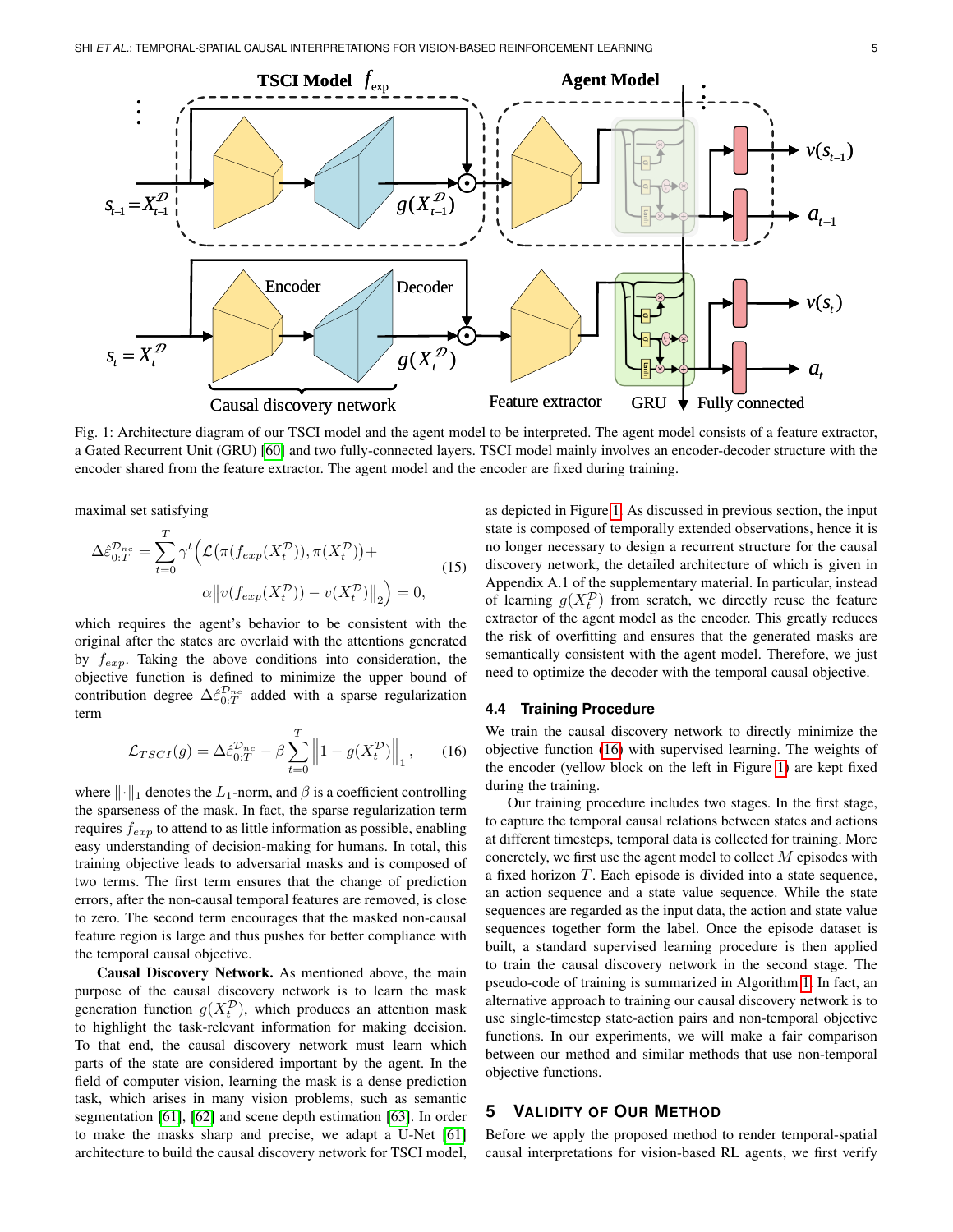Fig. 1: Architecture diagram of our TSCI model and the agent model to be interpreted. The agent model consists of a feature extractor, a Gated Recurrent Unit (GRU) [60] and two fully-connected layers. TSCI model mainly involves an encoder-decoder structure with the encoder shared from the feature extractor. The agent model and the encoder are fixed during training.

maximal set satisfying

$$\Delta\hat{\varepsilon}_{0:T}^{\mathcal{D}_{nc}} = \sum_{t=0}^{T} \gamma^t \Big( \mathcal{L}(\pi(f_{exp}(X_t^{\mathcal{D}})), \pi(X_t^{\mathcal{D}})) + \alpha \big\| v(f_{exp}(X_t^{\mathcal{D}})) - v(X_t^{\mathcal{D}}) \big\|_2 \Big) = 0, \tag{15}$$

which requires the agent's behavior to be consistent with the original after the states are overlaid with the attentions generated by $f_{exp}$. Taking the above conditions into consideration, the objective function is defined to minimize the upper bound of contribution degree $\Delta\hat{\varepsilon}_{0:T}^{\mathcal{D}_{nc}}$ added with a sparse regularization term

$$\mathcal{L}_{TSCI}(g) = \Delta\hat{\varepsilon}_{0:T}^{\mathcal{D}_{nc}} - \beta \sum_{t=0}^{T} \left\| 1 - g(X_t^{\mathcal{D}}) \right\|_1, \tag{16}$$

where $\|\cdot\|_1$ denotes the $L_1$-norm, and $\beta$ is a coefficient controlling the sparseness of the mask. In fact, the sparse regularization term requires $f_{exp}$ to attend to as little information as possible, enabling easy understanding of decision-making for humans. In total, this training objective leads to adversarial masks and is composed of two terms. The first term ensures that the change of prediction errors, after the non-causal temporal features are removed, is close to zero. The second term encourages that the masked non-causal feature region is large and thus pushes for better compliance with the temporal causal objective.

**Causal Discovery Network.** As mentioned above, the main purpose of the causal discovery network is to learn the mask generation function $g(X_t^{\mathcal{D}})$, which produces an attention mask to highlight the task-relevant information for making decision. To that end, the causal discovery network must learn which parts of the state are considered important by the agent. In the field of computer vision, learning the mask is a dense prediction task, which arises in many vision problems, such as semantic segmentation [61], [62] and scene depth estimation [63]. In order to make the masks sharp and precise, we adapt a U-Net [61] architecture to build the causal discovery network for TSCI model, as depicted in Figure 1. As discussed in previous section, the input state is composed of temporally extended observations, hence it is no longer necessary to design a recurrent structure for the causal discovery network, the detailed architecture of which is given in Appendix A.1 of the supplementary material. In particular, instead of learning $g(X_t^{\mathcal{D}})$ from scratch, we directly reuse the feature extractor of the agent model as the encoder. This greatly reduces the risk of overfitting and ensures that the generated masks are semantically consistent with the agent model. Therefore, we just need to optimize the decoder with the temporal causal objective.

### 4.4 Training Procedure

We train the causal discovery network to directly minimize the objective function (16) with supervised learning. The weights of the encoder (yellow block on the left in Figure 1) are kept fixed during the training.

Our training procedure includes two stages. In the first stage, to capture the temporal causal relations between states and actions at different timesteps, temporal data is collected for training. More concretely, we first use the agent model to collect $M$ episodes with a fixed horizon $T$. Each episode is divided into a state sequence, an action sequence and a state value sequence. While the state sequences are regarded as the input data, the action and state value sequences together form the label. Once the episode dataset is built, a standard supervised learning procedure is then applied to train the causal discovery network in the second stage. The pseudo-code of training is summarized in Algorithm 1. In fact, an alternative approach to training our causal discovery network is to use single-timestep state-action pairs and non-temporal objective functions. In our experiments, we will make a fair comparison between our method and similar methods that use non-temporal objective functions.

## 5 Validity of Our Method

Before we apply the proposed method to render temporal-spatial causal interpretations for vision-based RL agents, we first verify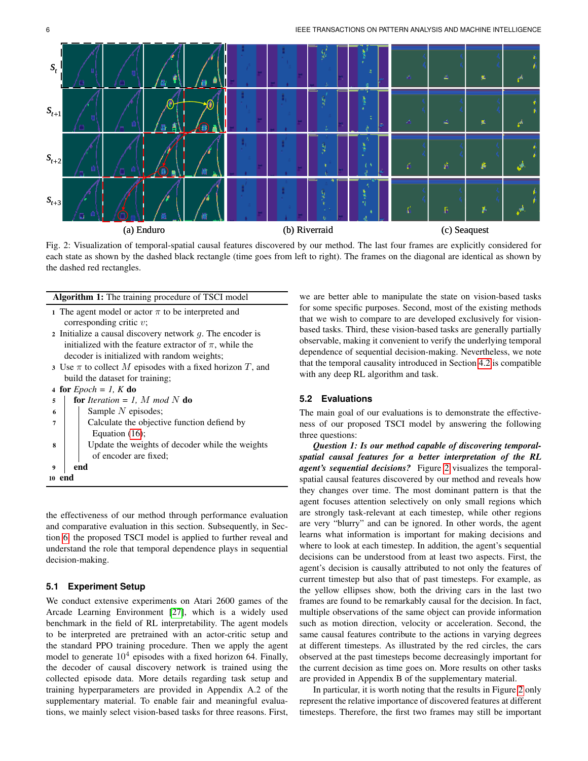Fig. 2: Visualization of temporal-spatial causal features discovered by our method. The last four frames are explicitly considered for each state as shown by the dashed black rectangle (time goes from left to right). The frames on the diagonal are identical as shown by the dashed red rectangles.

**Algorithm 1:** The training procedure of TSCI model

```
1  The agent model or actor π to be interpreted and
     corresponding critic v;
2  Initialize a causal discovery network g. The encoder is
     initialized with the feature extractor of π, while the
     decoder is initialized with random weights;
3  Use π to collect M episodes with a fixed horizon T, and
     build the dataset for training;
4  for Epoch = 1, K do
5  |   for Iteration = 1, M mod N do
6  |   |   Sample N episodes;
7  |   |   Calculate the objective function defiend by
   |   |     Equation (16);
8  |   |   Update the weights of decoder while the weights
   |   |     of encoder are fixed;
9  |   end
10 end
```

the effectiveness of our method through performance evaluation and comparative evaluation in this section. Subsequently, in Section 6, the proposed TSCI model is applied to further reveal and understand the role that temporal dependence plays in sequential decision-making.

### 5.1 Experiment Setup

We conduct extensive experiments on Atari 2600 games of the Arcade Learning Environment [27], which is a widely used benchmark in the field of RL interpretability. The agent models to be interpreted are pretrained with an actor-critic setup and the standard PPO training procedure. Then we apply the agent model to generate $10^4$ episodes with a fixed horizon 64. Finally, the decoder of causal discovery network is trained using the collected episode data. More details regarding task setup and training hyperparameters are provided in Appendix A.2 of the supplementary material. To enable fair and meaningful evaluations, we mainly select vision-based tasks for three reasons. First, we are better able to manipulate the state on vision-based tasks for some specific purposes. Second, most of the existing methods that we wish to compare to are developed exclusively for vision-based tasks. Third, these vision-based tasks are generally partially observable, making it convenient to verify the underlying temporal dependence of sequential decision-making. Nevertheless, we note that the temporal causality introduced in Section 4.2 is compatible with any deep RL algorithm and task.

### 5.2 Evaluations

The main goal of our evaluations is to demonstrate the effectiveness of our proposed TSCI model by answering the following three questions:

***Question 1: Is our method capable of discovering temporal-spatial causal features for a better interpretation of the RL agent's sequential decisions?*** Figure 2 visualizes the temporal-spatial causal features discovered by our method and reveals how they changes over time. The most dominant pattern is that the agent focuses attention selectively on only small regions which are strongly task-relevant at each timestep, while other regions are very "blurry" and can be ignored. In other words, the agent learns what information is important for making decisions and where to look at each timestep. In addition, the agent's sequential decisions can be understood from at least two aspects. First, the agent's decision is causally attributed to not only the features of current timestep but also that of past timesteps. For example, as the yellow ellipses show, both the driving cars in the last two frames are found to be remarkably causal for the decision. In fact, multiple observations of the same object can provide information such as motion direction, velocity or acceleration. Second, the same causal features contribute to the actions in varying degrees at different timesteps. As illustrated by the red circles, the cars observed at the past timesteps become decreasingly important for the current decision as time goes on. More results on other tasks are provided in Appendix B of the supplementary material.

In particular, it is worth noting that the results in Figure 2 only represent the relative importance of discovered features at different timesteps. Therefore, the first two frames may still be important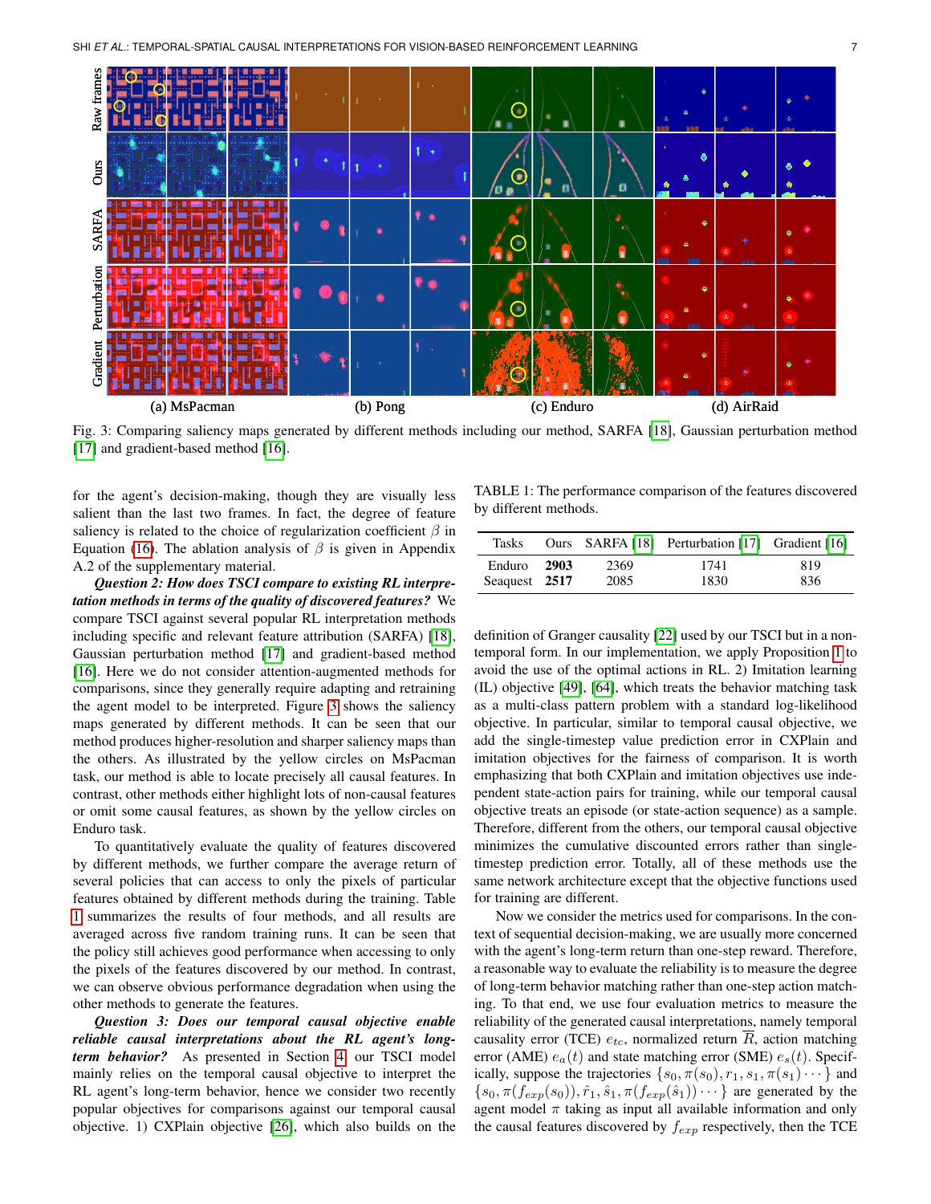Fig. 3: Comparing saliency maps generated by different methods including our method, SARFA [18], Gaussian perturbation method [17] and gradient-based method [16].

for the agent's decision-making, though they are visually less salient than the last two frames. In fact, the degree of feature saliency is related to the choice of regularization coefficient $\beta$ in Equation (16). The ablation analysis of $\beta$ is given in Appendix A.2 of the supplementary material.

***Question 2: How does TSCI compare to existing RL interpretation methods in terms of the quality of discovered features?*** We compare TSCI against several popular RL interpretation methods including specific and relevant feature attribution (SARFA) [18], Gaussian perturbation method [17] and gradient-based method [16]. Here we do not consider attention-augmented methods for comparisons, since they generally require adapting and retraining the agent model to be interpreted. Figure 3 shows the saliency maps generated by different methods. It can be seen that our method produces higher-resolution and sharper saliency maps than the others. As illustrated by the yellow circles on MsPacman task, our method is able to locate precisely all causal features. In contrast, other methods either highlight lots of non-causal features or omit some causal features, as shown by the yellow circles on Enduro task.

To quantitatively evaluate the quality of features discovered by different methods, we further compare the average return of several policies that can access to only the pixels of particular features obtained by different methods during the training. Table 1 summarizes the results of four methods, and all results are averaged across five random training runs. It can be seen that the policy still achieves good performance when accessing to only the pixels of the features discovered by our method. In contrast, we can observe obvious performance degradation when using the other methods to generate the features.

TABLE 1: The performance comparison of the features discovered by different methods.

| Tasks | Ours | SARFA [18] | Perturbation [17] | Gradient [16] |
|---|---|---|---|---|
| Enduro | **2903** | 2369 | 1741 | 819 |
| Seaquest | **2517** | 2085 | 1830 | 836 |

***Question 3: Does our temporal causal objective enable reliable causal interpretations about the RL agent's long-term behavior?*** As presented in Section 4, our TSCI model mainly relies on the temporal causal objective to interpret the RL agent's long-term behavior, hence we consider two recently popular objectives for comparisons against our temporal causal objective. 1) CXPlain objective [26], which also builds on the definition of Granger causality [22] used by our TSCI but in a non-temporal form. In our implementation, we apply Proposition 1 to avoid the use of the optimal actions in RL. 2) Imitation learning (IL) objective [49], [64], which treats the behavior matching task as a multi-class pattern problem with a standard log-likelihood objective. In particular, similar to temporal causal objective, we add the single-timestep value prediction error in CXPlain and imitation objectives for the fairness of comparison. It is worth emphasizing that both CXPlain and imitation objectives use independent state-action pairs for training, while our temporal causal objective treats an episode (or state-action sequence) as a sample. Therefore, different from the others, our temporal causal objective minimizes the cumulative discounted errors rather than single-timestep prediction error. Totally, all of these methods use the same network architecture except that the objective functions used for training are different.

Now we consider the metrics used for comparisons. In the context of sequential decision-making, we are usually more concerned with the agent's long-term return than one-step reward. Therefore, a reasonable way to evaluate the reliability is to measure the degree of long-term behavior matching rather than one-step action matching. To that end, we use four evaluation metrics to measure the reliability of the generated causal interpretations, namely temporal causality error (TCE) $e_{tc}$, normalized return $\overline{R}$, action matching error (AME) $e_a(t)$ and state matching error (SME) $e_s(t)$. Specifically, suppose the trajectories $\{s_0, \pi(s_0), r_1, s_1, \pi(s_1) \cdots\}$ and $\{s_0, \pi(f_{exp}(s_0)), \hat{r}_1, \hat{s}_1, \pi(f_{exp}(\hat{s}_1)) \cdots\}$ are generated by the agent model $\pi$ taking as input all available information and only the causal features discovered by $f_{exp}$ respectively, then the TCE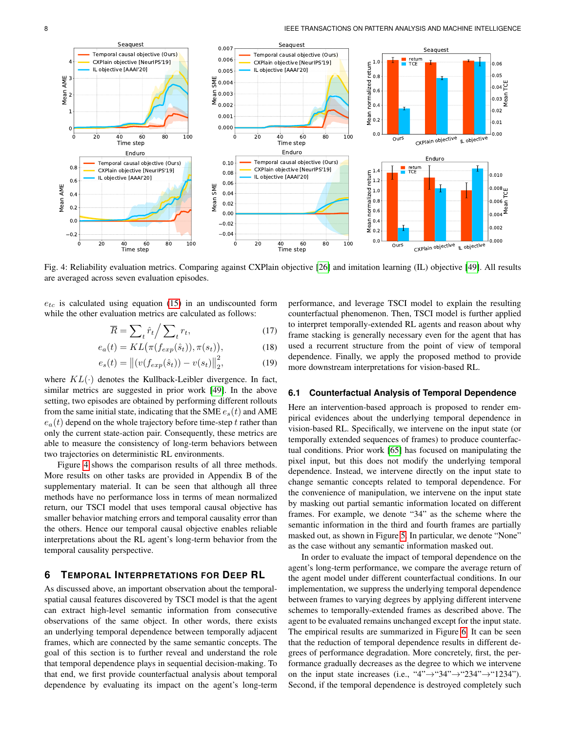Fig. 4: Reliability evaluation metrics. Comparing against CXPlain objective [26] and imitation learning (IL) objective [49]. All results are averaged across seven evaluation episodes.

$e_{tc}$ is calculated using equation (15) in an undiscounted form while the other evaluation metrics are calculated as follows:

$$\overline{R} = \sum_t \hat{r}_t \Big/ \sum_t r_t, \tag{17}$$

$$e_a(t) = KL(\pi(f_{exp}(\hat{s}_t)), \pi(s_t)), \tag{18}$$

$$e_s(t) = \left\| (v(f_{exp}(\hat{s}_t)) - v(s_t) \right\|_2^2, \tag{19}$$

where $KL(\cdot)$ denotes the Kullback-Leibler divergence. In fact, similar metrics are suggested in prior work [49]. In the above setting, two episodes are obtained by performing different rollouts from the same initial state, indicating that the SME $e_s(t)$ and AME $e_a(t)$ depend on the whole trajectory before time-step $t$ rather than only the current state-action pair. Consequently, these metrics are able to measure the consistency of long-term behaviors between two trajectories on deterministic RL environments.

Figure 4 shows the comparison results of all three methods. More results on other tasks are provided in Appendix B of the supplementary material. It can be seen that although all three methods have no performance loss in terms of mean normalized return, our TSCI model that uses temporal causal objective has smaller behavior matching errors and temporal causality error than the others. Hence our temporal causal objective enables reliable interpretations about the RL agent's long-term behavior from the temporal causality perspective.

# 6 Temporal Interpretations for Deep RL

As discussed above, an important observation about the temporal-spatial causal features discovered by TSCI model is that the agent can extract high-level semantic information from consecutive observations of the same object. In other words, there exists an underlying temporal dependence between temporally adjacent frames, which are connected by the same semantic concepts. The goal of this section is to further reveal and understand the role that temporal dependence plays in sequential decision-making. To that end, we first provide counterfactual analysis about temporal dependence by evaluating its impact on the agent's long-term performance, and leverage TSCI model to explain the resulting counterfactual phenomenon. Then, TSCI model is further applied to interpret temporally-extended RL agents and reason about why frame stacking is generally necessary even for the agent that has used a recurrent structure from the point of view of temporal dependence. Finally, we apply the proposed method to provide more downstream interpretations for vision-based RL.

## 6.1 Counterfactual Analysis of Temporal Dependence

Here an intervention-based approach is proposed to render empirical evidences about the underlying temporal dependence in vision-based RL. Specifically, we intervene on the input state (or temporally extended sequences of frames) to produce counterfactual conditions. Prior work [65] has focused on manipulating the pixel input, but this does not modify the underlying temporal dependence. Instead, we intervene directly on the input state to change semantic concepts related to temporal dependence. For the convenience of manipulation, we intervene on the input state by masking out partial semantic information located on different frames. For example, we denote "34" as the scheme where the semantic information in the third and fourth frames are partially masked out, as shown in Figure 5. In particular, we denote "None" as the case without any semantic information masked out.

In order to evaluate the impact of temporal dependence on the agent's long-term performance, we compare the average return of the agent model under different counterfactual conditions. In our implementation, we suppress the underlying temporal dependence between frames to varying degrees by applying different intervene schemes to temporally-extended frames as described above. The agent to be evaluated remains unchanged except for the input state. The empirical results are summarized in Figure 6. It can be seen that the reduction of temporal dependence results in different degrees of performance degradation. More concretely, first, the performance gradually decreases as the degree to which we intervene on the input state increases (i.e., "4"→"34"→"234"→"1234"). Second, if the temporal dependence is destroyed completely such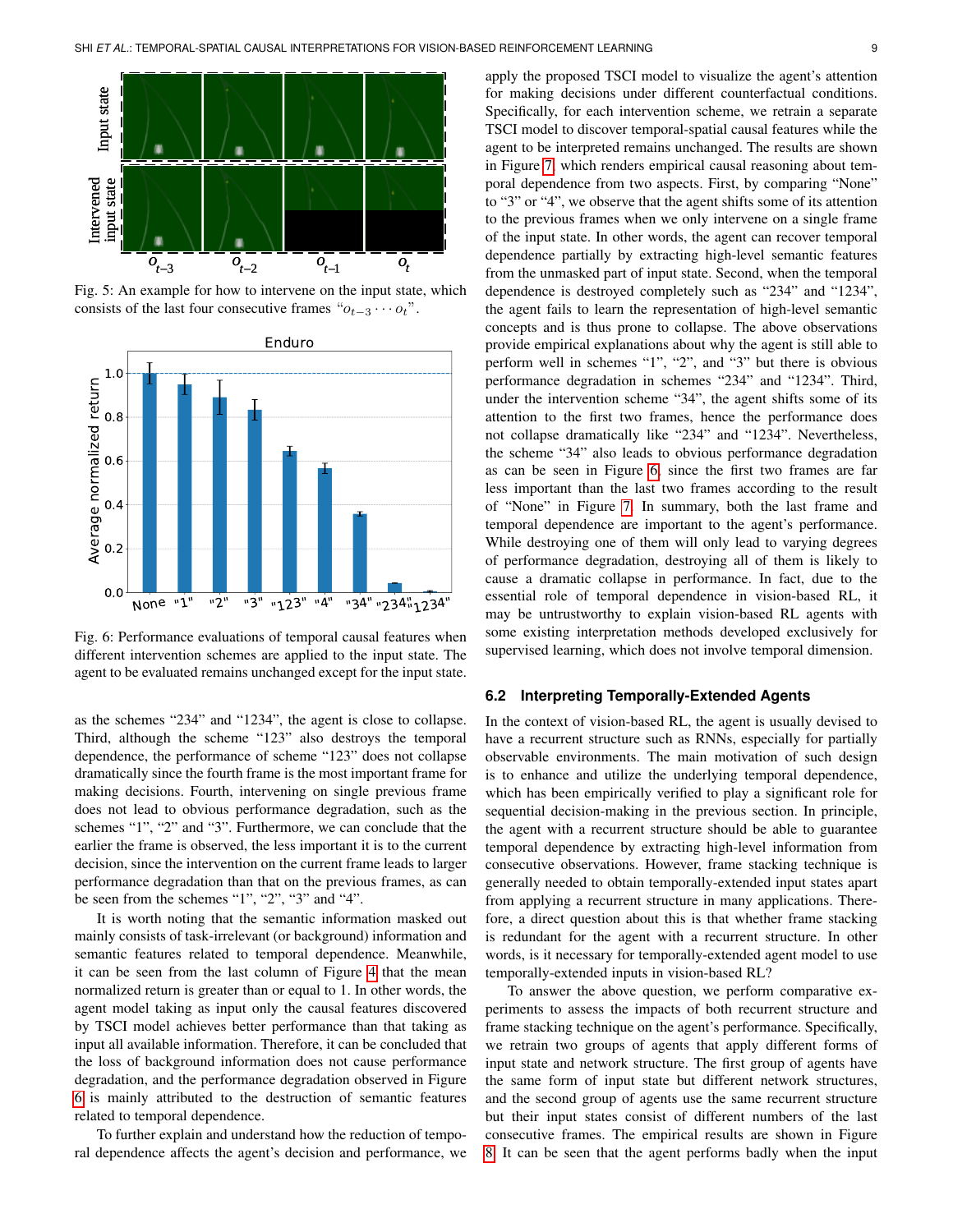Fig. 5: An example for how to intervene on the input state, which consists of the last four consecutive frames "$o_{t-3} \cdots o_t$".

Fig. 6: Performance evaluations of temporal causal features when different intervention schemes are applied to the input state. The agent to be evaluated remains unchanged except for the input state.

as the schemes "234" and "1234", the agent is close to collapse. Third, although the scheme "123" also destroys the temporal dependence, the performance of scheme "123" does not collapse dramatically since the fourth frame is the most important frame for making decisions. Fourth, intervening on single previous frame does not lead to obvious performance degradation, such as the schemes "1", "2" and "3". Furthermore, we can conclude that the earlier the frame is observed, the less important it is to the current decision, since the intervention on the current frame leads to larger performance degradation than that on the previous frames, as can be seen from the schemes "1", "2", "3" and "4".

It is worth noting that the semantic information masked out mainly consists of task-irrelevant (or background) information and semantic features related to temporal dependence. Meanwhile, it can be seen from the last column of Figure 4 that the mean normalized return is greater than or equal to 1. In other words, the agent model taking as input only the causal features discovered by TSCI model achieves better performance than that taking as input all available information. Therefore, it can be concluded that the loss of background information does not cause performance degradation, and the performance degradation observed in Figure 6 is mainly attributed to the destruction of semantic features related to temporal dependence.

To further explain and understand how the reduction of temporal dependence affects the agent's decision and performance, we apply the proposed TSCI model to visualize the agent's attention for making decisions under different counterfactual conditions. Specifically, for each intervention scheme, we retrain a separate TSCI model to discover temporal-spatial causal features while the agent to be interpreted remains unchanged. The results are shown in Figure 7, which renders empirical causal reasoning about temporal dependence from two aspects. First, by comparing "None" to "3" or "4", we observe that the agent shifts some of its attention to the previous frames when we only intervene on a single frame of the input state. In other words, the agent can recover temporal dependence partially by extracting high-level semantic features from the unmasked part of input state. Second, when the temporal dependence is destroyed completely such as "234" and "1234", the agent fails to learn the representation of high-level semantic concepts and is thus prone to collapse. The above observations provide empirical explanations about why the agent is still able to perform well in schemes "1", "2", and "3" but there is obvious performance degradation in schemes "234" and "1234". Third, under the intervention scheme "34", the agent shifts some of its attention to the first two frames, hence the performance does not collapse dramatically like "234" and "1234". Nevertheless, the scheme "34" also leads to obvious performance degradation as can be seen in Figure 6, since the first two frames are far less important than the last two frames according to the result of "None" in Figure 7. In summary, both the last frame and temporal dependence are important to the agent's performance. While destroying one of them will only lead to varying degrees of performance degradation, destroying all of them is likely to cause a dramatic collapse in performance. In fact, due to the essential role of temporal dependence in vision-based RL, it may be untrustworthy to explain vision-based RL agents with some existing interpretation methods developed exclusively for supervised learning, which does not involve temporal dimension.

### 6.2 Interpreting Temporally-Extended Agents

In the context of vision-based RL, the agent is usually devised to have a recurrent structure such as RNNs, especially for partially observable environments. The main motivation of such design is to enhance and utilize the underlying temporal dependence, which has been empirically verified to play a significant role for sequential decision-making in the previous section. In principle, the agent with a recurrent structure should be able to guarantee temporal dependence by extracting high-level information from consecutive observations. However, frame stacking technique is generally needed to obtain temporally-extended input states apart from applying a recurrent structure in many applications. Therefore, a direct question about this is that whether frame stacking is redundant for the agent with a recurrent structure. In other words, is it necessary for temporally-extended agent model to use temporally-extended inputs in vision-based RL?

To answer the above question, we perform comparative experiments to assess the impacts of both recurrent structure and frame stacking technique on the agent's performance. Specifically, we retrain two groups of agents that apply different forms of input state and network structure. The first group of agents have the same form of input state but different network structures, and the second group of agents use the same recurrent structure but their input states consist of different numbers of the last consecutive frames. The empirical results are shown in Figure 8. It can be seen that the agent performs badly when the input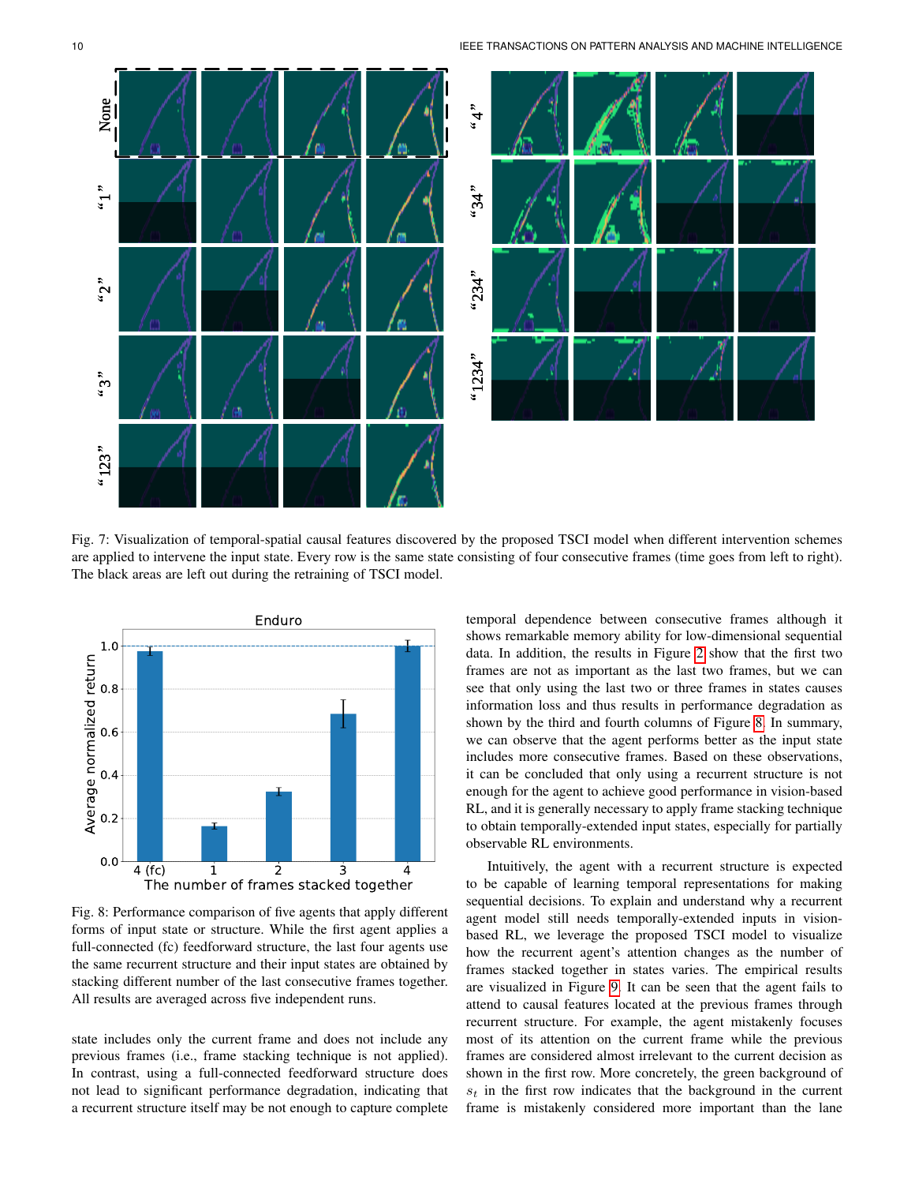Fig. 7: Visualization of temporal-spatial causal features discovered by the proposed TSCI model when different intervention schemes are applied to intervene the input state. Every row is the same state consisting of four consecutive frames (time goes from left to right). The black areas are left out during the retraining of TSCI model.

Fig. 8: Performance comparison of five agents that apply different forms of input state or structure. While the first agent applies a full-connected (fc) feedforward structure, the last four agents use the same recurrent structure and their input states are obtained by stacking different number of the last consecutive frames together. All results are averaged across five independent runs.

state includes only the current frame and does not include any previous frames (i.e., frame stacking technique is not applied). In contrast, using a full-connected feedforward structure does not lead to significant performance degradation, indicating that a recurrent structure itself may be not enough to capture complete temporal dependence between consecutive frames although it shows remarkable memory ability for low-dimensional sequential data. In addition, the results in Figure 2 show that the first two frames are not as important as the last two frames, but we can see that only using the last two or three frames in states causes information loss and thus results in performance degradation as shown by the third and fourth columns of Figure 8. In summary, we can observe that the agent performs better as the input state includes more consecutive frames. Based on these observations, it can be concluded that only using a recurrent structure is not enough for the agent to achieve good performance in vision-based RL, and it is generally necessary to apply frame stacking technique to obtain temporally-extended input states, especially for partially observable RL environments.

Intuitively, the agent with a recurrent structure is expected to be capable of learning temporal representations for making sequential decisions. To explain and understand why a recurrent agent model still needs temporally-extended inputs in vision-based RL, we leverage the proposed TSCI model to visualize how the recurrent agent's attention changes as the number of frames stacked together in states varies. The empirical results are visualized in Figure 9. It can be seen that the agent fails to attend to causal features located at the previous frames through recurrent structure. For example, the agent mistakenly focuses most of its attention on the current frame while the previous frames are considered almost irrelevant to the current decision as shown in the first row. More concretely, the green background of $s_t$ in the first row indicates that the background in the current frame is mistakenly considered more important than the lane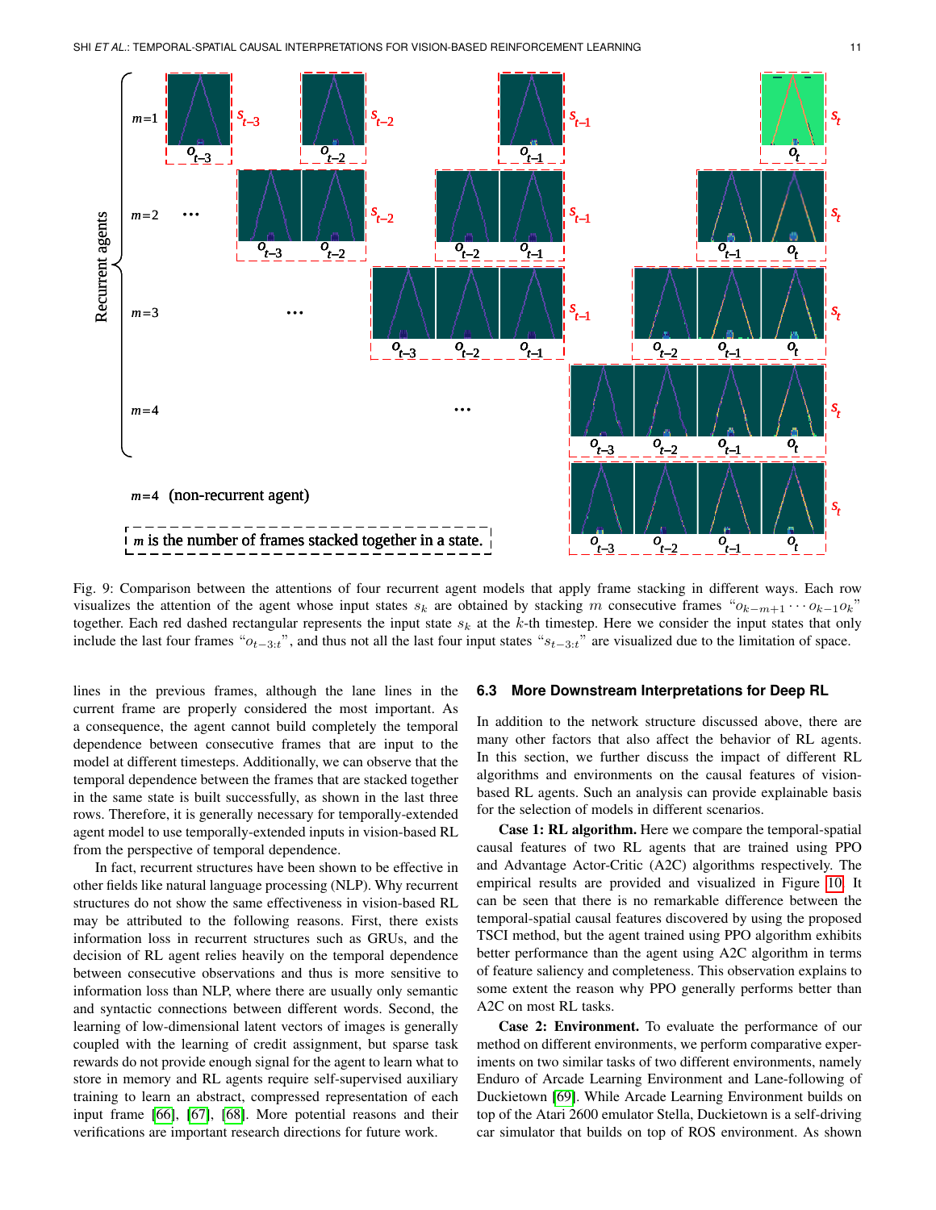Fig. 9: Comparison between the attentions of four recurrent agent models that apply frame stacking in different ways. Each row visualizes the attention of the agent whose input states $s_k$ are obtained by stacking $m$ consecutive frames "$o_{k-m+1} \cdots o_{k-1} o_k$" together. Each red dashed rectangular represents the input state $s_k$ at the $k$-th timestep. Here we consider the input states that only include the last four frames "$o_{t-3:t}$", and thus not all the last four input states "$s_{t-3:t}$" are visualized due to the limitation of space.

lines in the previous frames, although the lane lines in the current frame are properly considered the most important. As a consequence, the agent cannot build completely the temporal dependence between consecutive frames that are input to the model at different timesteps. Additionally, we can observe that the temporal dependence between the frames that are stacked together in the same state is built successfully, as shown in the last three rows. Therefore, it is generally necessary for temporally-extended agent model to use temporally-extended inputs in vision-based RL from the perspective of temporal dependence.

In fact, recurrent structures have been shown to be effective in other fields like natural language processing (NLP). Why recurrent structures do not show the same effectiveness in vision-based RL may be attributed to the following reasons. First, there exists information loss in recurrent structures such as GRUs, and the decision of RL agent relies heavily on the temporal dependence between consecutive observations and thus is more sensitive to information loss than NLP, where there are usually only semantic and syntactic connections between different words. Second, the learning of low-dimensional latent vectors of images is generally coupled with the learning of credit assignment, but sparse task rewards do not provide enough signal for the agent to learn what to store in memory and RL agents require self-supervised auxiliary training to learn an abstract, compressed representation of each input frame [66], [67], [68]. More potential reasons and their verifications are important research directions for future work.

### 6.3 More Downstream Interpretations for Deep RL

In addition to the network structure discussed above, there are many other factors that also affect the behavior of RL agents. In this section, we further discuss the impact of different RL algorithms and environments on the causal features of vision-based RL agents. Such an analysis can provide explainable basis for the selection of models in different scenarios.

**Case 1: RL algorithm.** Here we compare the temporal-spatial causal features of two RL agents that are trained using PPO and Advantage Actor-Critic (A2C) algorithms respectively. The empirical results are provided and visualized in Figure 10. It can be seen that there is no remarkable difference between the temporal-spatial causal features discovered by using the proposed TSCI method, but the agent trained using PPO algorithm exhibits better performance than the agent using A2C algorithm in terms of feature saliency and completeness. This observation explains to some extent the reason why PPO generally performs better than A2C on most RL tasks.

**Case 2: Environment.** To evaluate the performance of our method on different environments, we perform comparative experiments on two similar tasks of two different environments, namely Enduro of Arcade Learning Environment and Lane-following of Duckietown [69]. While Arcade Learning Environment builds on top of the Atari 2600 emulator Stella, Duckietown is a self-driving car simulator that builds on top of ROS environment. As shown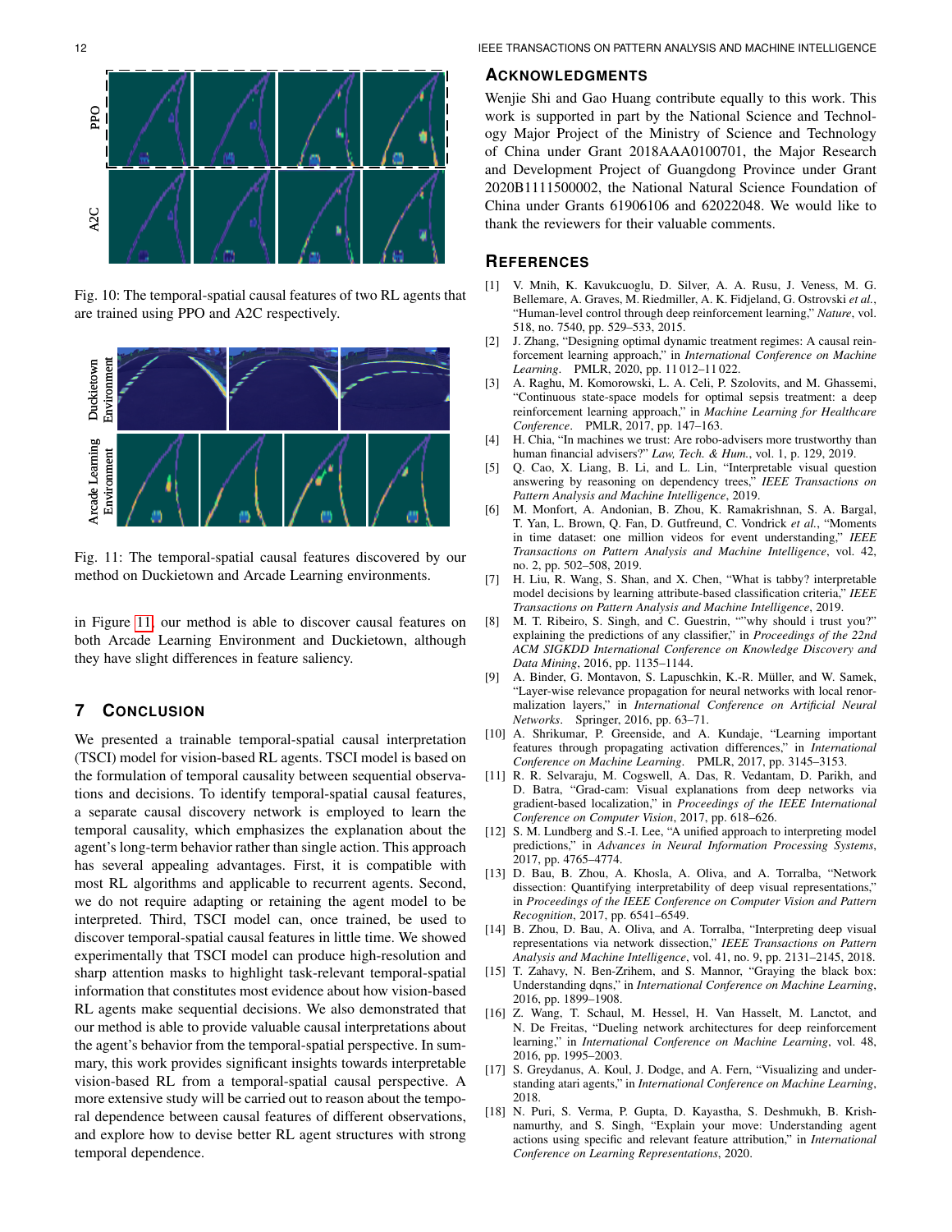Fig. 10: The temporal-spatial causal features of two RL agents that are trained using PPO and A2C respectively.

Fig. 11: The temporal-spatial causal features discovered by our method on Duckietown and Arcade Learning environments.

in Figure 11, our method is able to discover causal features on both Arcade Learning Environment and Duckietown, although they have slight differences in feature saliency.

## 7 Conclusion

We presented a trainable temporal-spatial causal interpretation (TSCI) model for vision-based RL agents. TSCI model is based on the formulation of temporal causality between sequential observations and decisions. To identify temporal-spatial causal features, a separate causal discovery network is employed to learn the temporal causality, which emphasizes the explanation about the agent's long-term behavior rather than single action. This approach has several appealing advantages. First, it is compatible with most RL algorithms and applicable to recurrent agents. Second, we do not require adapting or retaining the agent model to be interpreted. Third, TSCI model can, once trained, be used to discover temporal-spatial causal features in little time. We showed experimentally that TSCI model can produce high-resolution and sharp attention masks to highlight task-relevant temporal-spatial information that constitutes most evidence about how vision-based RL agents make sequential decisions. We also demonstrated that our method is able to provide valuable causal interpretations about the agent's behavior from the temporal-spatial perspective. In summary, this work provides significant insights towards interpretable vision-based RL from a temporal-spatial causal perspective. A more extensive study will be carried out to reason about the temporal dependence between causal features of different observations, and explore how to devise better RL agent structures with strong temporal dependence.

## Acknowledgments

Wenjie Shi and Gao Huang contribute equally to this work. This work is supported in part by the National Science and Technology Major Project of the Ministry of Science and Technology of China under Grant 2018AAA0100701, the Major Research and Development Project of Guangdong Province under Grant 2020B1111500002, the National Natural Science Foundation of China under Grants 61906106 and 62022048. We would like to thank the reviewers for their valuable comments.

## References

[1] V. Mnih, K. Kavukcuoglu, D. Silver, A. A. Rusu, J. Veness, M. G. Bellemare, A. Graves, M. Riedmiller, A. K. Fidjeland, G. Ostrovski *et al.*, "Human-level control through deep reinforcement learning," *Nature*, vol. 518, no. 7540, pp. 529–533, 2015.

[2] J. Zhang, "Designing optimal dynamic treatment regimes: A causal reinforcement learning approach," in *International Conference on Machine Learning*. PMLR, 2020, pp. 11 012–11 022.

[3] A. Raghu, M. Komorowski, L. A. Celi, P. Szolovits, and M. Ghassemi, "Continuous state-space models for optimal sepsis treatment: a deep reinforcement learning approach," in *Machine Learning for Healthcare Conference*. PMLR, 2017, pp. 147–163.

[4] H. Chia, "In machines we trust: Are robo-advisers more trustworthy than human financial advisers?" *Law, Tech. & Hum.*, vol. 1, p. 129, 2019.

[5] Q. Cao, X. Liang, B. Li, and L. Lin, "Interpretable visual question answering by reasoning on dependency trees," *IEEE Transactions on Pattern Analysis and Machine Intelligence*, 2019.

[6] M. Monfort, A. Andonian, B. Zhou, K. Ramakrishnan, S. A. Bargal, T. Yan, L. Brown, Q. Fan, D. Gutfreund, C. Vondrick *et al.*, "Moments in time dataset: one million videos for event understanding," *IEEE Transactions on Pattern Analysis and Machine Intelligence*, vol. 42, no. 2, pp. 502–508, 2019.

[7] H. Liu, R. Wang, S. Shan, and X. Chen, "What is tabby? interpretable model decisions by learning attribute-based classification criteria," *IEEE Transactions on Pattern Analysis and Machine Intelligence*, 2019.

[8] M. T. Ribeiro, S. Singh, and C. Guestrin, ""why should i trust you?" explaining the predictions of any classifier," in *Proceedings of the 22nd ACM SIGKDD International Conference on Knowledge Discovery and Data Mining*, 2016, pp. 1135–1144.

[9] A. Binder, G. Montavon, S. Lapuschkin, K.-R. Müller, and W. Samek, "Layer-wise relevance propagation for neural networks with local renormalization layers," in *International Conference on Artificial Neural Networks*. Springer, 2016, pp. 63–71.

[10] A. Shrikumar, P. Greenside, and A. Kundaje, "Learning important features through propagating activation differences," in *International Conference on Machine Learning*. PMLR, 2017, pp. 3145–3153.

[11] R. R. Selvaraju, M. Cogswell, A. Das, R. Vedantam, D. Parikh, and D. Batra, "Grad-cam: Visual explanations from deep networks via gradient-based localization," in *Proceedings of the IEEE International Conference on Computer Vision*, 2017, pp. 618–626.

[12] S. M. Lundberg and S.-I. Lee, "A unified approach to interpreting model predictions," in *Advances in Neural Information Processing Systems*, 2017, pp. 4765–4774.

[13] D. Bau, B. Zhou, A. Khosla, A. Oliva, and A. Torralba, "Network dissection: Quantifying interpretability of deep visual representations," in *Proceedings of the IEEE Conference on Computer Vision and Pattern Recognition*, 2017, pp. 6541–6549.

[14] B. Zhou, D. Bau, A. Oliva, and A. Torralba, "Interpreting deep visual representations via network dissection," *IEEE Transactions on Pattern Analysis and Machine Intelligence*, vol. 41, no. 9, pp. 2131–2145, 2018.

[15] T. Zahavy, N. Ben-Zrihem, and S. Mannor, "Graying the black box: Understanding dqns," in *International Conference on Machine Learning*, 2016, pp. 1899–1908.

[16] Z. Wang, T. Schaul, M. Hessel, H. Van Hasselt, M. Lanctot, and N. De Freitas, "Dueling network architectures for deep reinforcement learning," in *International Conference on Machine Learning*, vol. 48, 2016, pp. 1995–2003.

[17] S. Greydanus, A. Koul, J. Dodge, and A. Fern, "Visualizing and understanding atari agents," in *International Conference on Machine Learning*, 2018.

[18] N. Puri, S. Verma, P. Gupta, D. Kayastha, S. Deshmukh, B. Krishnamurthy, and S. Singh, "Explain your move: Understanding agent actions using specific and relevant feature attribution," in *International Conference on Learning Representations*, 2020.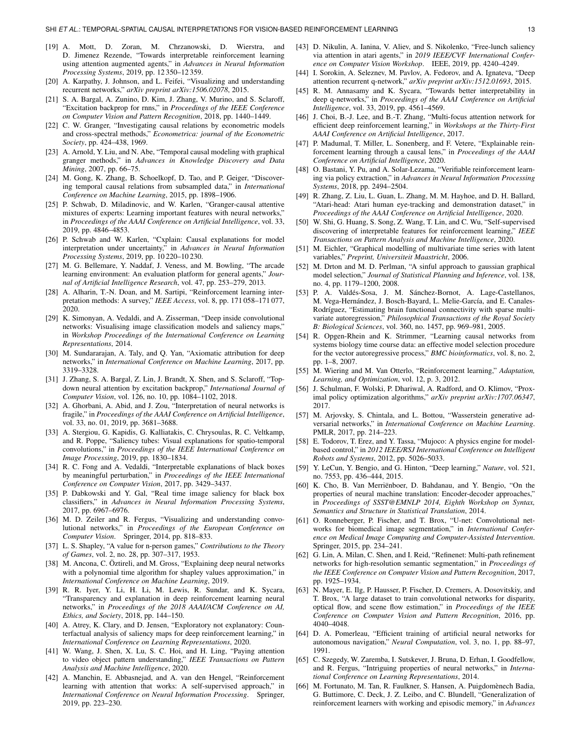[19] A. Mott, D. Zoran, M. Chrzanowski, D. Wierstra, and D. Jimenez Rezende, "Towards interpretable reinforcement learning using attention augmented agents," in *Advances in Neural Information Processing Systems*, 2019, pp. 12 350–12 359.

[20] A. Karpathy, J. Johnson, and L. Feifei, "Visualizing and understanding recurrent networks," *arXiv preprint arXiv:1506.02078*, 2015.

[21] S. A. Bargal, A. Zunino, D. Kim, J. Zhang, V. Murino, and S. Sclaroff, "Excitation backprop for rnns," in *Proceedings of the IEEE Conference on Computer Vision and Pattern Recognition*, 2018, pp. 1440–1449.

[22] C. W. Granger, "Investigating causal relations by econometric models and cross-spectral methods," *Econometrica: journal of the Econometric Society*, pp. 424–438, 1969.

[23] A. Arnold, Y. Liu, and N. Abe, "Temporal causal modeling with graphical granger methods," in *Advances in Knowledge Discovery and Data Mining*, 2007, pp. 66–75.

[24] M. Gong, K. Zhang, B. Schoelkopf, D. Tao, and P. Geiger, "Discovering temporal causal relations from subsampled data," in *International Conference on Machine Learning*, 2015, pp. 1898–1906.

[25] P. Schwab, D. Miladinovic, and W. Karlen, "Granger-causal attentive mixtures of experts: Learning important features with neural networks," in *Proceedings of the AAAI Conference on Artificial Intelligence*, vol. 33, 2019, pp. 4846–4853.

[26] P. Schwab and W. Karlen, "Cxplain: Causal explanations for model interpretation under uncertainty," in *Advances in Neural Information Processing Systems*, 2019, pp. 10 220–10 230.

[27] M. G. Bellemare, Y. Naddaf, J. Veness, and M. Bowling, "The arcade learning environment: An evaluation platform for general agents," *Journal of Artificial Intelligence Research*, vol. 47, pp. 253–279, 2013.

[28] A. Alharin, T.-N. Doan, and M. Sartipi, "Reinforcement learning interpretation methods: A survey," *IEEE Access*, vol. 8, pp. 171 058–171 077, 2020.

[29] K. Simonyan, A. Vedaldi, and A. Zisserman, "Deep inside convolutional networks: Visualising image classification models and saliency maps," in *Workshop Proceedings of the International Conference on Learning Representations*, 2014.

[30] M. Sundararajan, A. Taly, and Q. Yan, "Axiomatic attribution for deep networks," in *International Conference on Machine Learning*, 2017, pp. 3319–3328.

[31] J. Zhang, S. A. Bargal, Z. Lin, J. Brandt, X. Shen, and S. Sclaroff, "Top-down neural attention by excitation backprop," *International Journal of Computer Vision*, vol. 126, no. 10, pp. 1084–1102, 2018.

[32] A. Ghorbani, A. Abid, and J. Zou, "Interpretation of neural networks is fragile," in *Proceedings of the AAAI Conference on Artificial Intelligence*, vol. 33, no. 01, 2019, pp. 3681–3688.

[33] A. Stergiou, G. Kapidis, G. Kalliatakis, C. Chrysoulas, R. C. Veltkamp, and R. Poppe, "Saliency tubes: Visual explanations for spatio-temporal convolutions," in *Proceedings of the IEEE International Conference on Image Processing*, 2019, pp. 1830–1834.

[34] R. C. Fong and A. Vedaldi, "Interpretable explanations of black boxes by meaningful perturbation," in *Proceedings of the IEEE International Conference on Computer Vision*, 2017, pp. 3429–3437.

[35] P. Dabkowski and Y. Gal, "Real time image saliency for black box classifiers," in *Advances in Neural Information Processing Systems*, 2017, pp. 6967–6976.

[36] M. D. Zeiler and R. Fergus, "Visualizing and understanding convolutional networks," in *Proceedings of the European Conference on Computer Vision*. Springer, 2014, pp. 818–833.

[37] L. S. Shapley, "A value for n-person games," *Contributions to the Theory of Games*, vol. 2, no. 28, pp. 307–317, 1953.

[38] M. Ancona, C. Öztireli, and M. Gross, "Explaining deep neural networks with a polynomial time algorithm for shapley values approximation," in *International Conference on Machine Learning*, 2019.

[39] R. R. Iyer, Y. Li, H. Li, M. Lewis, R. Sundar, and K. Sycara, "Transparency and explanation in deep reinforcement learning neural networks," in *Proceedings of the 2018 AAAI/ACM Conference on AI, Ethics, and Society*, 2018, pp. 144–150.

[40] A. Atrey, K. Clary, and D. Jensen, "Exploratory not explanatory: Counterfactual analysis of saliency maps for deep reinforcement learning," in *International Conference on Learning Representations*, 2020.

[41] W. Wang, J. Shen, X. Lu, S. C. Hoi, and H. Ling, "Paying attention to video object pattern understanding," *IEEE Transactions on Pattern Analysis and Machine Intelligence*, 2020.

[42] A. Manchin, E. Abbasnejad, and A. van den Hengel, "Reinforcement learning with attention that works: A self-supervised approach," in *International Conference on Neural Information Processing*. Springer, 2019, pp. 223–230.

[43] D. Nikulin, A. Ianina, V. Aliev, and S. Nikolenko, "Free-lunch saliency via attention in atari agents," in *2019 IEEE/CVF International Conference on Computer Vision Workshop*. IEEE, 2019, pp. 4240–4249.

[44] I. Sorokin, A. Seleznev, M. Pavlov, A. Fedorov, and A. Ignateva, "Deep attention recurrent q-network," *arXiv preprint arXiv:1512.01693*, 2015.

[45] R. M. Annasamy and K. Sycara, "Towards better interpretability in deep q-networks," in *Proceedings of the AAAI Conference on Artificial Intelligence*, vol. 33, 2019, pp. 4561–4569.

[46] J. Choi, B.-J. Lee, and B.-T. Zhang, "Multi-focus attention network for efficient deep reinforcement learning," in *Workshops at the Thirty-First AAAI Conference on Artificial Intelligence*, 2017.

[47] P. Madumal, T. Miller, L. Sonenberg, and F. Vetere, "Explainable reinforcement learning through a causal lens," in *Proceedings of the AAAI Conference on Artificial Intelligence*, 2020.

[48] O. Bastani, Y. Pu, and A. Solar-Lezama, "Verifiable reinforcement learning via policy extraction," in *Advances in Neural Information Processing Systems*, 2018, pp. 2494–2504.

[49] R. Zhang, Z. Liu, L. Guan, L. Zhang, M. M. Hayhoe, and D. H. Ballard, "Atari-head: Atari human eye-tracking and demonstration dataset," in *Proceedings of the AAAI Conference on Artificial Intelligence*, 2020.

[50] W. Shi, G. Huang, S. Song, Z. Wang, T. Lin, and C. Wu, "Self-supervised discovering of interpretable features for reinforcement learning," *IEEE Transactions on Pattern Analysis and Machine Intelligence*, 2020.

[51] M. Eichler, "Graphical modelling of multivariate time series with latent variables," *Preprint, Universiteit Maastricht*, 2006.

[52] M. Drton and M. D. Perlman, "A sinful approach to gaussian graphical model selection," *Journal of Statistical Planning and Inference*, vol. 138, no. 4, pp. 1179–1200, 2008.

[53] P. A. Valdés-Sosa, J. M. Sánchez-Bornot, A. Lage-Castellanos, M. Vega-Hernández, J. Bosch-Bayard, L. Melie-García, and E. Canales-Rodríguez, "Estimating brain functional connectivity with sparse multivariate autoregression," *Philosophical Transactions of the Royal Society B: Biological Sciences*, vol. 360, no. 1457, pp. 969–981, 2005.

[54] R. Opgen-Rhein and K. Strimmer, "Learning causal networks from systems biology time course data: an effective model selection procedure for the vector autoregressive process," *BMC bioinformatics*, vol. 8, no. 2, pp. 1–8, 2007.

[55] M. Wiering and M. Van Otterlo, "Reinforcement learning," *Adaptation, Learning, and Optimization*, vol. 12, p. 3, 2012.

[56] J. Schulman, F. Wolski, P. Dhariwal, A. Radford, and O. Klimov, "Proximal policy optimization algorithms," *arXiv preprint arXiv:1707.06347*, 2017.

[57] M. Arjovsky, S. Chintala, and L. Bottou, "Wasserstein generative adversarial networks," in *International Conference on Machine Learning*. PMLR, 2017, pp. 214–223.

[58] E. Todorov, T. Erez, and Y. Tassa, "Mujoco: A physics engine for model-based control," in *2012 IEEE/RSJ International Conference on Intelligent Robots and Systems*, 2012, pp. 5026–5033.

[59] Y. LeCun, Y. Bengio, and G. Hinton, "Deep learning," *Nature*, vol. 521, no. 7553, pp. 436–444, 2015.

[60] K. Cho, B. Van Merriënboer, D. Bahdanau, and Y. Bengio, "On the properties of neural machine translation: Encoder-decoder approaches," in *Proceedings of SSST@EMNLP 2014, Eighth Workshop on Syntax, Semantics and Structure in Statistical Translation*, 2014.

[61] O. Ronneberger, P. Fischer, and T. Brox, "U-net: Convolutional networks for biomedical image segmentation," in *International Conference on Medical Image Computing and Computer-Assisted Intervention*. Springer, 2015, pp. 234–241.

[62] G. Lin, A. Milan, C. Shen, and I. Reid, "Refinenet: Multi-path refinement networks for high-resolution semantic segmentation," in *Proceedings of the IEEE Conference on Computer Vision and Pattern Recognition*, 2017, pp. 1925–1934.

[63] N. Mayer, E. Ilg, P. Hausser, P. Fischer, D. Cremers, A. Dosovitskiy, and T. Brox, "A large dataset to train convolutional networks for disparity, optical flow, and scene flow estimation," in *Proceedings of the IEEE Conference on Computer Vision and Pattern Recognition*, 2016, pp. 4040–4048.

[64] D. A. Pomerleau, "Efficient training of artificial neural networks for autonomous navigation," *Neural Computation*, vol. 3, no. 1, pp. 88–97, 1991.

[65] C. Szegedy, W. Zaremba, I. Sutskever, J. Bruna, D. Erhan, I. Goodfellow, and R. Fergus, "Intriguing properties of neural networks," in *International Conference on Learning Representations*, 2014.

[66] M. Fortunato, M. Tan, R. Faulkner, S. Hansen, A. Puigdomènech Badia, G. Buttimore, C. Deck, J. Z. Leibo, and C. Blundell, "Generalization of reinforcement learners with working and episodic memory," in *Advances*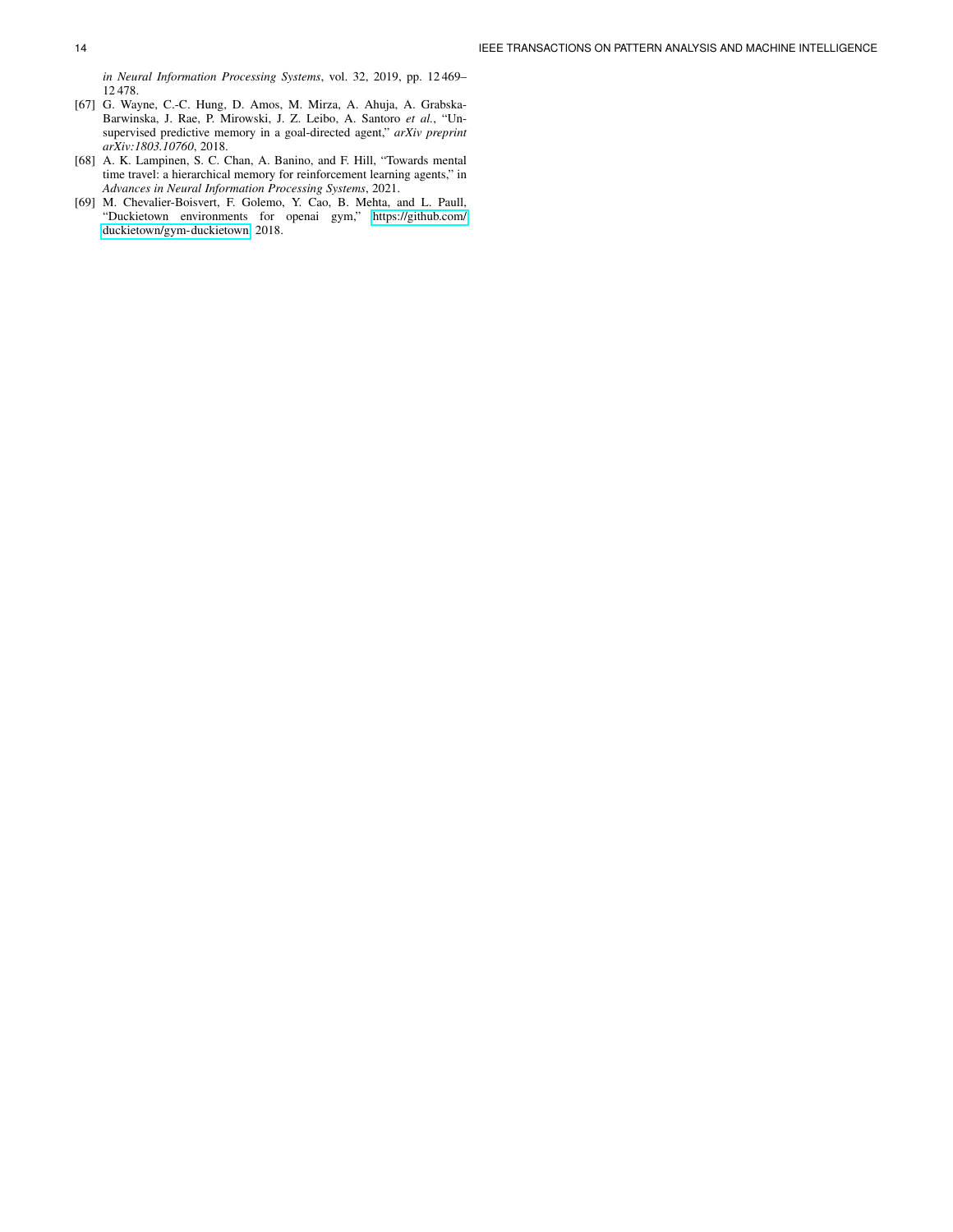*in Neural Information Processing Systems*, vol. 32, 2019, pp. 12 469–12 478.

[67] G. Wayne, C.-C. Hung, D. Amos, M. Mirza, A. Ahuja, A. Grabska-Barwinska, J. Rae, P. Mirowski, J. Z. Leibo, A. Santoro *et al.*, "Unsupervised predictive memory in a goal-directed agent," *arXiv preprint arXiv:1803.10760*, 2018.

[68] A. K. Lampinen, S. C. Chan, A. Banino, and F. Hill, "Towards mental time travel: a hierarchical memory for reinforcement learning agents," in *Advances in Neural Information Processing Systems*, 2021.

[69] M. Chevalier-Boisvert, F. Golemo, Y. Cao, B. Mehta, and L. Paull, "Duckietown environments for openai gym," https://github.com/duckietown/gym-duckietown, 2018.